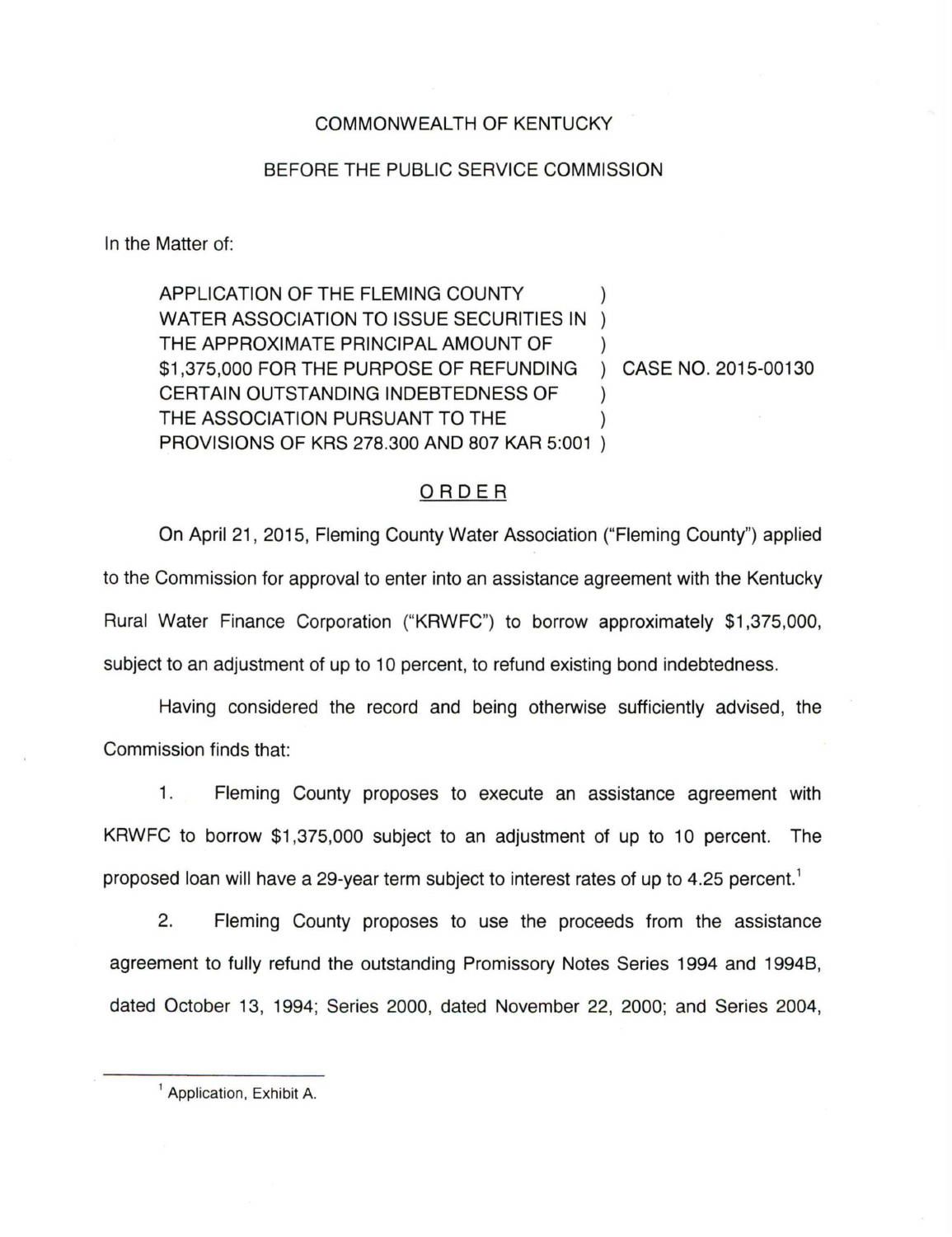COMMONWEALTH OF KENTUCKY

BEFORE THE PUBLIC SERVICE COMMISSION

In the Matter of:

APPLICATION OF THE FLEMING COUNTY WATER ASSOCIATION TO ISSUE SECURITIES IN THE APPROXIMATE PRINCIPAL AMOUNT OF $1,375,000 FOR THE PURPOSE OF REFUNDING CERTAIN OUTSTANDING INDEBTEDNESS OF THE ASSOCIATION PURSUANT TO THE PROVISIONS OF KRS 278.300 AND 807 KAR 5:001 ) CASE NO. 2015-00130

## ORDER

On April 21, 2015, Fleming County Water Association ("Fleming County") applied to the Commission for approval to enter into an assistance agreement with the Kentucky Rural Water Finance Corporation ("KRWFC") to borrow approximately $1,375,000, subject to an adjustment of up to 10 percent, to refund existing bond indebtedness.

Having considered the record and being otherwise sufficiently advised, the Commission finds that:

1. Fleming County proposes to execute an assistance agreement with KRWFC to borrow $1,375,000 subject to an adjustment of up to 10 percent. The proposed loan will have a 29-year term subject to interest rates of up to 4.25 percent.[1]

2. Fleming County proposes to use the proceeds from the assistance agreement to fully refund the outstanding Promissory Notes Series 1994 and 1994B, dated October 13, 1994; Series 2000, dated November 22, 2000; and Series 2004,

[1] Application, Exhibit A.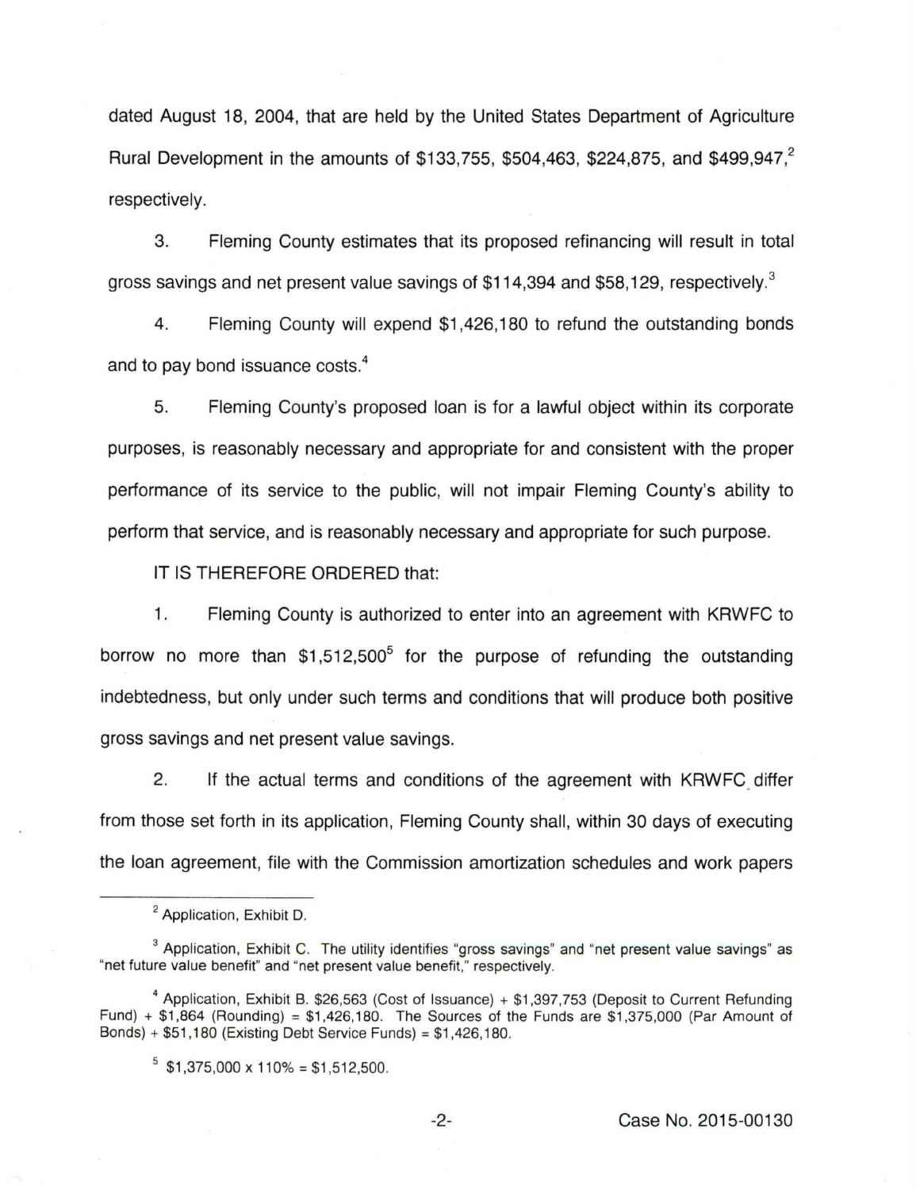dated August 18, 2004, that are held by the United States Department of Agriculture Rural Development in the amounts of $133,755, $504,463, $224,875, and $499,947,[2] respectively.

3. Fleming County estimates that its proposed refinancing will result in total gross savings and net present value savings of $114,394 and $58,129, respectively.[3]

4. Fleming County will expend $1,426,180 to refund the outstanding bonds and to pay bond issuance costs.[4]

5. Fleming County's proposed loan is for a lawful object within its corporate purposes, is reasonably necessary and appropriate for and consistent with the proper performance of its service to the public, will not impair Fleming County's ability to perform that service, and is reasonably necessary and appropriate for such purpose.

IT IS THEREFORE ORDERED that:

1. Fleming County is authorized to enter into an agreement with KRWFC to borrow no more than $1,512,500[5] for the purpose of refunding the outstanding indebtedness, but only under such terms and conditions that will produce both positive gross savings and net present value savings.

2. If the actual terms and conditions of the agreement with KRWFC differ from those set forth in its application, Fleming County shall, within 30 days of executing the loan agreement, file with the Commission amortization schedules and work papers

---

[2] Application, Exhibit D.

[3] Application, Exhibit C. The utility identifies "gross savings" and "net present value savings" as "net future value benefit" and "net present value benefit," respectively.

[4] Application, Exhibit B. $26,563 (Cost of Issuance) + $1,397,753 (Deposit to Current Refunding Fund) + $1,864 (Rounding) = $1,426,180. The Sources of the Funds are $1,375,000 (Par Amount of Bonds) + $51,180 (Existing Debt Service Funds) = $1,426,180.

[5] $1,375,000 x 110% = $1,512,500.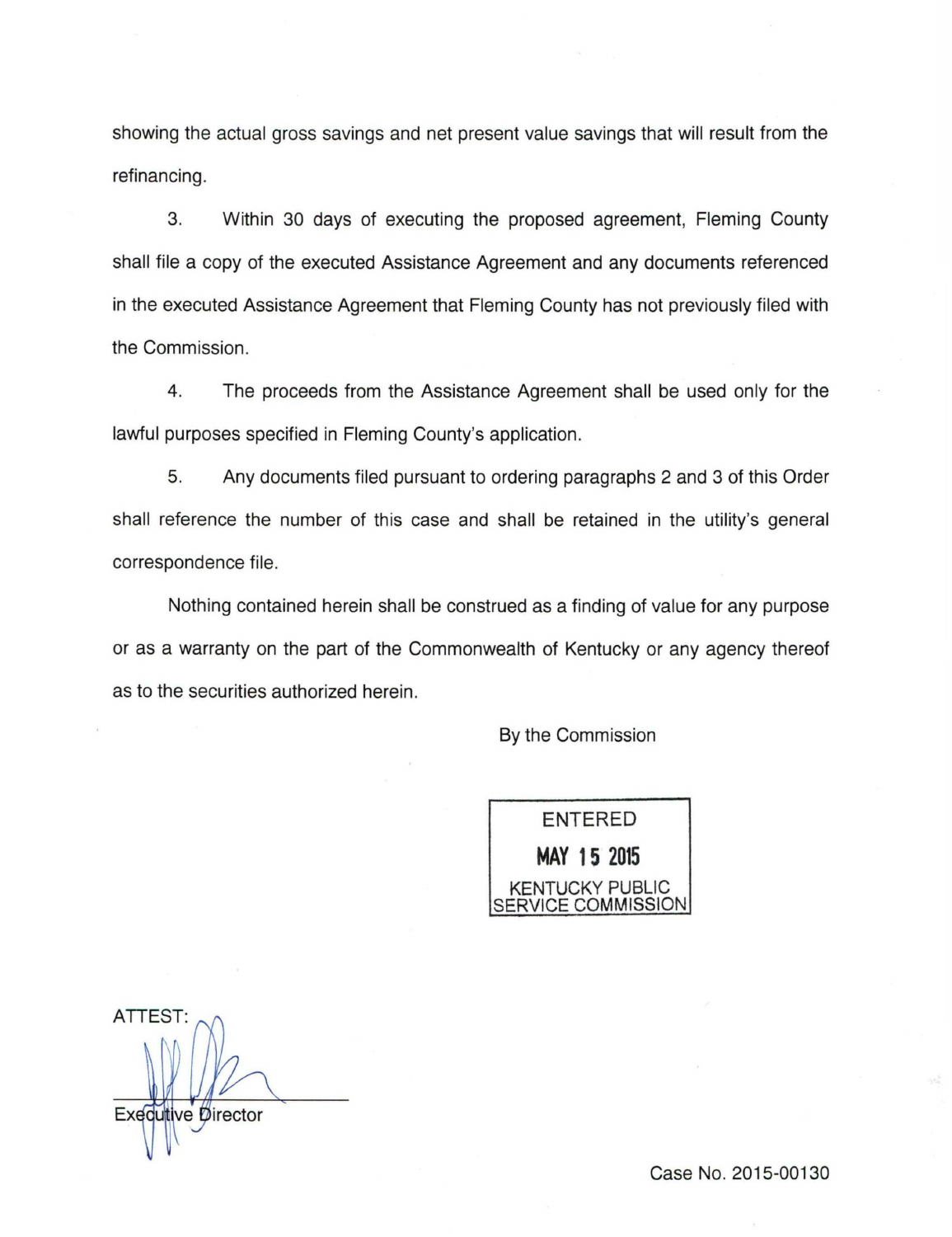showing the actual gross savings and net present value savings that will result from the refinancing.

3. Within 30 days of executing the proposed agreement, Fleming County shall file a copy of the executed Assistance Agreement and any documents referenced in the executed Assistance Agreement that Fleming County has not previously filed with the Commission.

4. The proceeds from the Assistance Agreement shall be used only for the lawful purposes specified in Fleming County's application.

5. Any documents filed pursuant to ordering paragraphs 2 and 3 of this Order shall reference the number of this case and shall be retained in the utility's general correspondence file.

Nothing contained herein shall be construed as a finding of value for any purpose or as a warranty on the part of the Commonwealth of Kentucky or any agency thereof as to the securities authorized herein.

By the Commission

ENTERED
**MAY 15 2015**
KENTUCKY PUBLIC SERVICE COMMISSION

ATTEST:

Executive Director

Case No. 2015-00130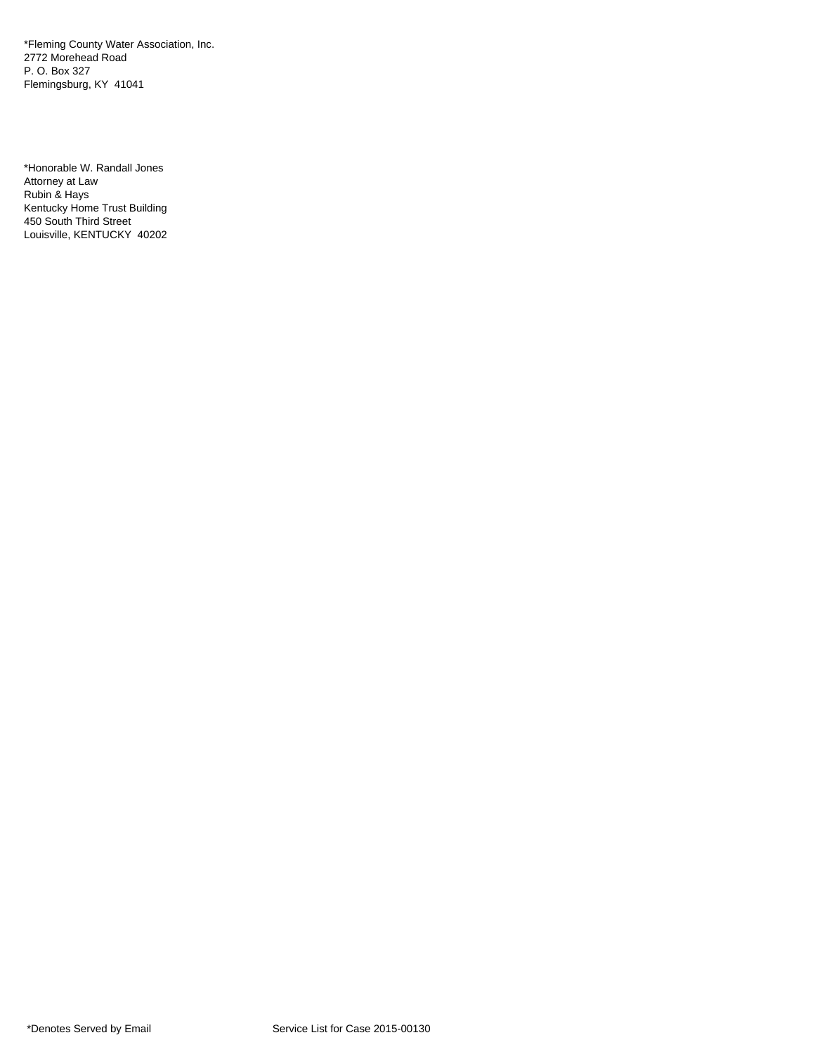*Fleming County Water Association, Inc.
2772 Morehead Road
P. O. Box 327
Flemingsburg, KY  41041

*Honorable W. Randall Jones
Attorney at Law
Rubin & Hays
Kentucky Home Trust Building
450 South Third Street
Louisville, KENTUCKY  40202

*Denotes Served by Email

Service List for Case 2015-00130